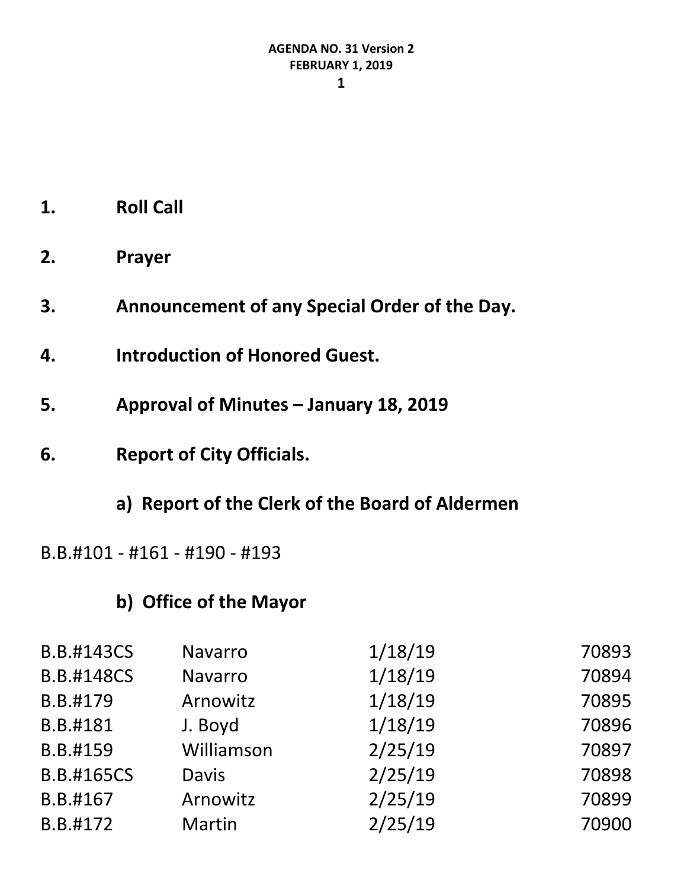**AGENDA NO. 31 Version 2**
**FEBRUARY 1, 2019**

1. **Roll Call**

2. **Prayer**

3. **Announcement of any Special Order of the Day.**

4. **Introduction of Honored Guest.**

5. **Approval of Minutes – January 18, 2019**

6. **Report of City Officials.**

   **a) Report of the Clerk of the Board of Aldermen**

B.B.#101 - #161 - #190 - #193

   **b) Office of the Mayor**

| | | | |
|---|---|---|---|
| B.B.#143CS | Navarro | 1/18/19 | 70893 |
| B.B.#148CS | Navarro | 1/18/19 | 70894 |
| B.B.#179 | Arnowitz | 1/18/19 | 70895 |
| B.B.#181 | J. Boyd | 1/18/19 | 70896 |
| B.B.#159 | Williamson | 2/25/19 | 70897 |
| B.B.#165CS | Davis | 2/25/19 | 70898 |
| B.B.#167 | Arnowitz | 2/25/19 | 70899 |
| B.B.#172 | Martin | 2/25/19 | 70900 |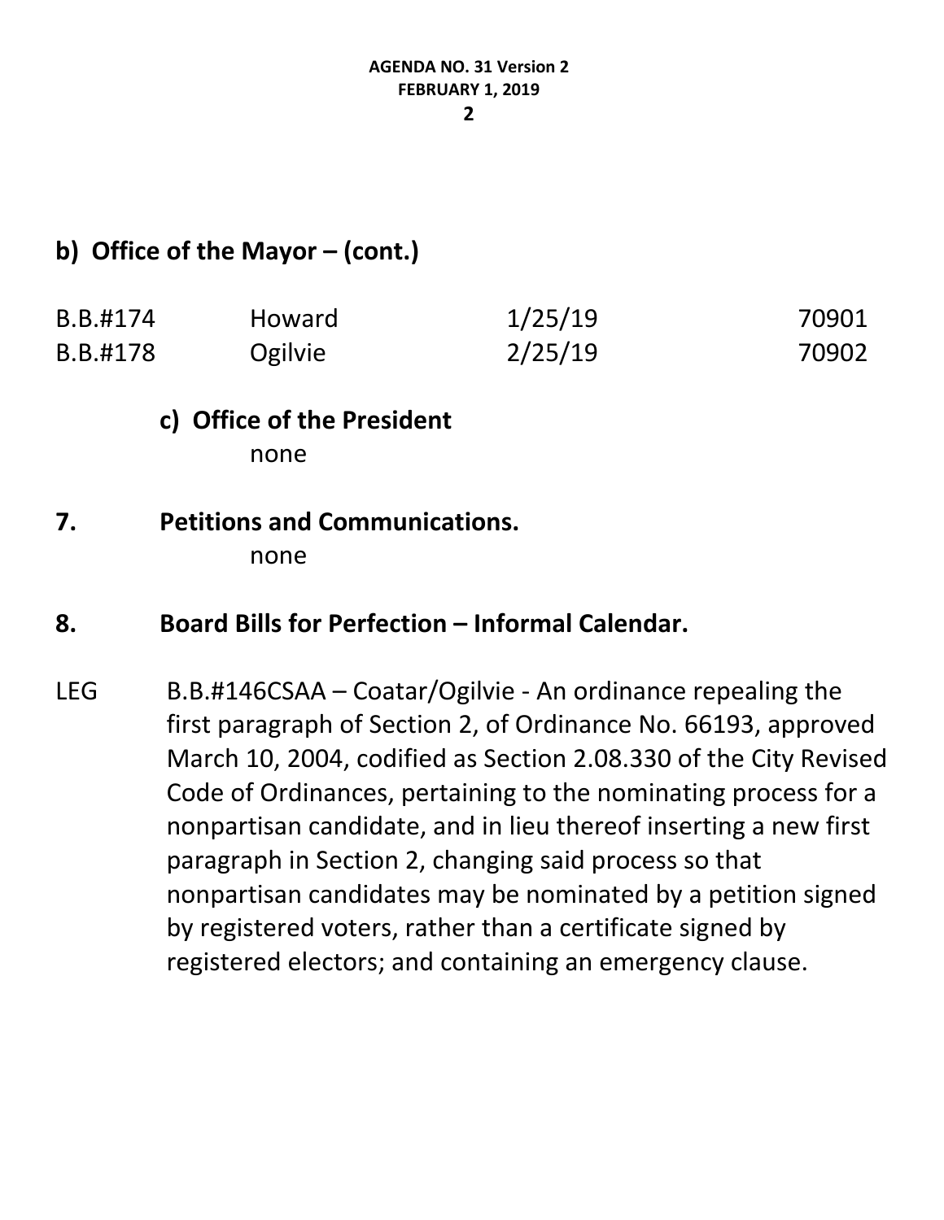## b) Office of the Mayor – (cont.)

| | | | |
|---|---|---|---|
| B.B.#174 | Howard | 1/25/19 | 70901 |
| B.B.#178 | Ogilvie | 2/25/19 | 70902 |

### c) Office of the President

none

## 7. Petitions and Communications.

none

## 8. Board Bills for Perfection – Informal Calendar.

LEG B.B.#146CSAA – Coatar/Ogilvie - An ordinance repealing the first paragraph of Section 2, of Ordinance No. 66193, approved March 10, 2004, codified as Section 2.08.330 of the City Revised Code of Ordinances, pertaining to the nominating process for a nonpartisan candidate, and in lieu thereof inserting a new first paragraph in Section 2, changing said process so that nonpartisan candidates may be nominated by a petition signed by registered voters, rather than a certificate signed by registered electors; and containing an emergency clause.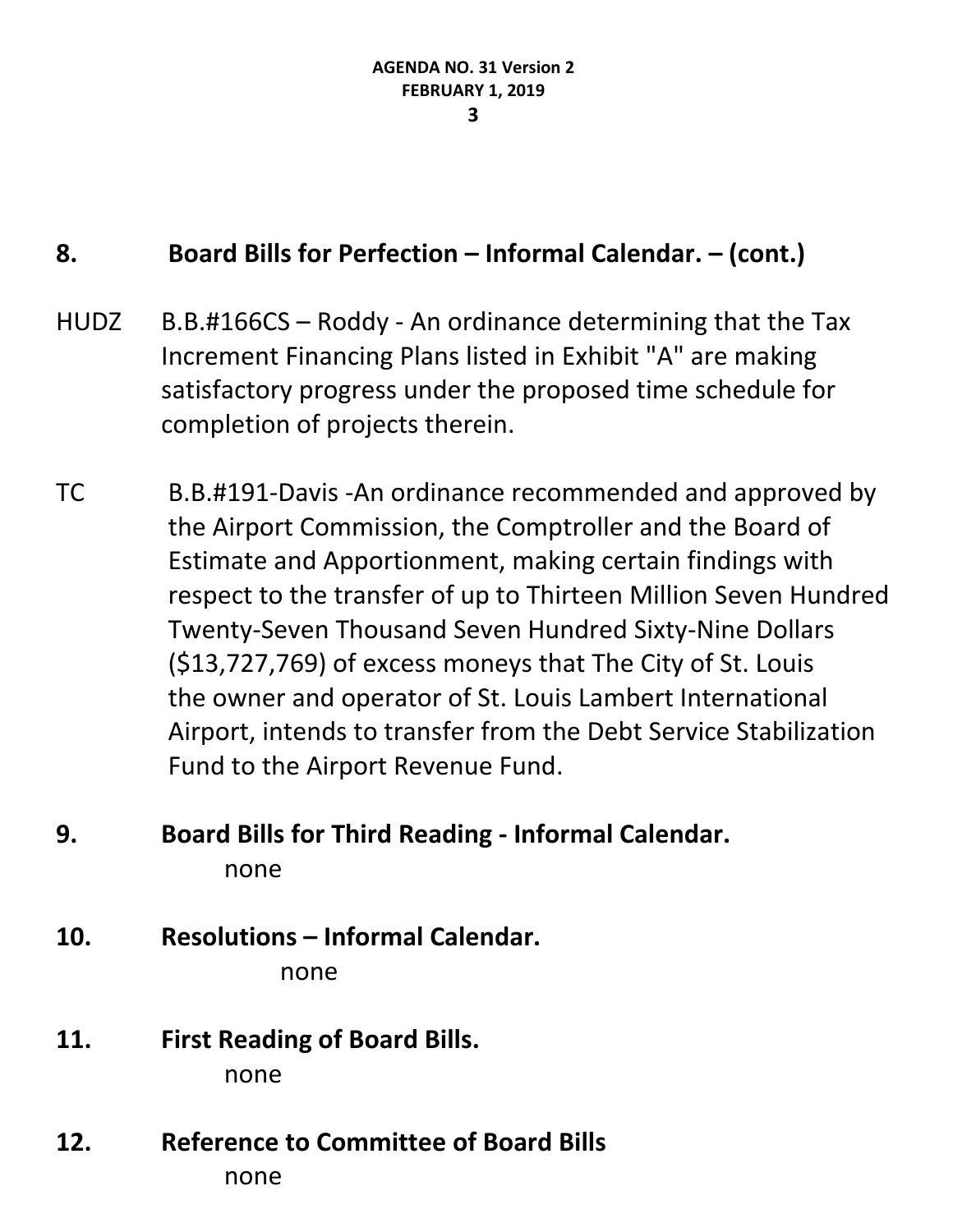## 8. Board Bills for Perfection – Informal Calendar. – (cont.)

HUDZ B.B.#166CS – Roddy - An ordinance determining that the Tax Increment Financing Plans listed in Exhibit "A" are making satisfactory progress under the proposed time schedule for completion of projects therein.

TC B.B.#191-Davis -An ordinance recommended and approved by the Airport Commission, the Comptroller and the Board of Estimate and Apportionment, making certain findings with respect to the transfer of up to Thirteen Million Seven Hundred Twenty-Seven Thousand Seven Hundred Sixty-Nine Dollars ($13,727,769) of excess moneys that The City of St. Louis the owner and operator of St. Louis Lambert International Airport, intends to transfer from the Debt Service Stabilization Fund to the Airport Revenue Fund.

## 9. Board Bills for Third Reading - Informal Calendar.

none

## 10. Resolutions – Informal Calendar.

none

## 11. First Reading of Board Bills.

none

## 12. Reference to Committee of Board Bills

none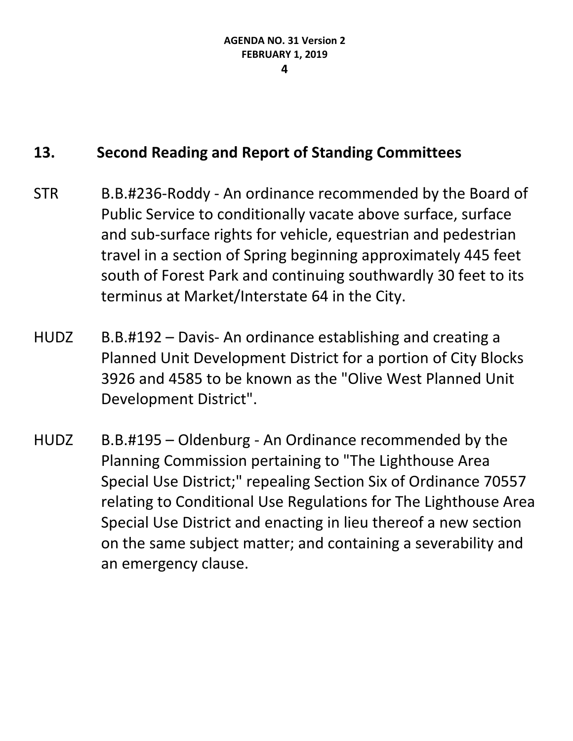## 13. Second Reading and Report of Standing Committees

STR B.B.#236-Roddy - An ordinance recommended by the Board of Public Service to conditionally vacate above surface, surface and sub-surface rights for vehicle, equestrian and pedestrian travel in a section of Spring beginning approximately 445 feet south of Forest Park and continuing southwardly 30 feet to its terminus at Market/Interstate 64 in the City.

HUDZ B.B.#192 – Davis- An ordinance establishing and creating a Planned Unit Development District for a portion of City Blocks 3926 and 4585 to be known as the "Olive West Planned Unit Development District".

HUDZ B.B.#195 – Oldenburg - An Ordinance recommended by the Planning Commission pertaining to "The Lighthouse Area Special Use District;" repealing Section Six of Ordinance 70557 relating to Conditional Use Regulations for The Lighthouse Area Special Use District and enacting in lieu thereof a new section on the same subject matter; and containing a severability and an emergency clause.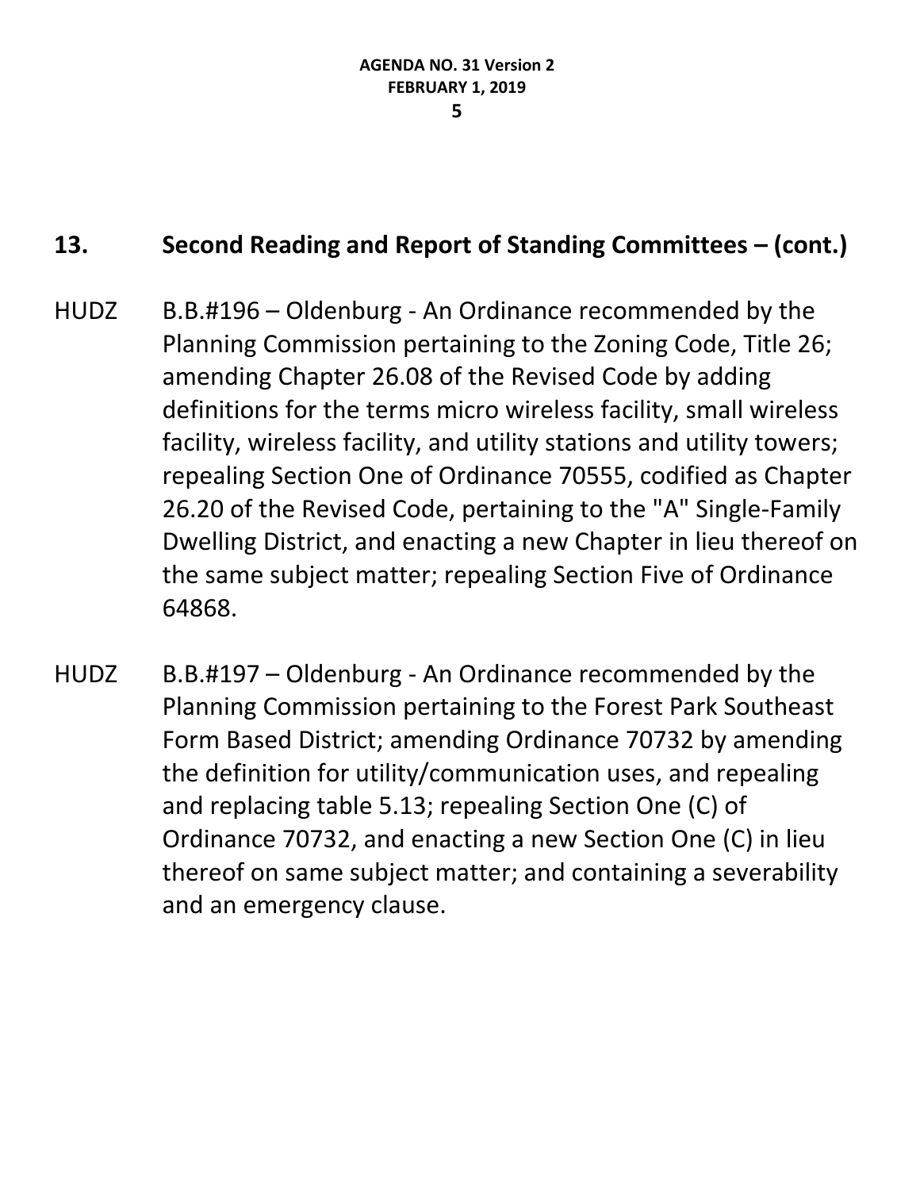## 13. Second Reading and Report of Standing Committees – (cont.)

HUDZ B.B.#196 – Oldenburg - An Ordinance recommended by the Planning Commission pertaining to the Zoning Code, Title 26; amending Chapter 26.08 of the Revised Code by adding definitions for the terms micro wireless facility, small wireless facility, wireless facility, and utility stations and utility towers; repealing Section One of Ordinance 70555, codified as Chapter 26.20 of the Revised Code, pertaining to the "A" Single-Family Dwelling District, and enacting a new Chapter in lieu thereof on the same subject matter; repealing Section Five of Ordinance 64868.

HUDZ B.B.#197 – Oldenburg - An Ordinance recommended by the Planning Commission pertaining to the Forest Park Southeast Form Based District; amending Ordinance 70732 by amending the definition for utility/communication uses, and repealing and replacing table 5.13; repealing Section One (C) of Ordinance 70732, and enacting a new Section One (C) in lieu thereof on same subject matter; and containing a severability and an emergency clause.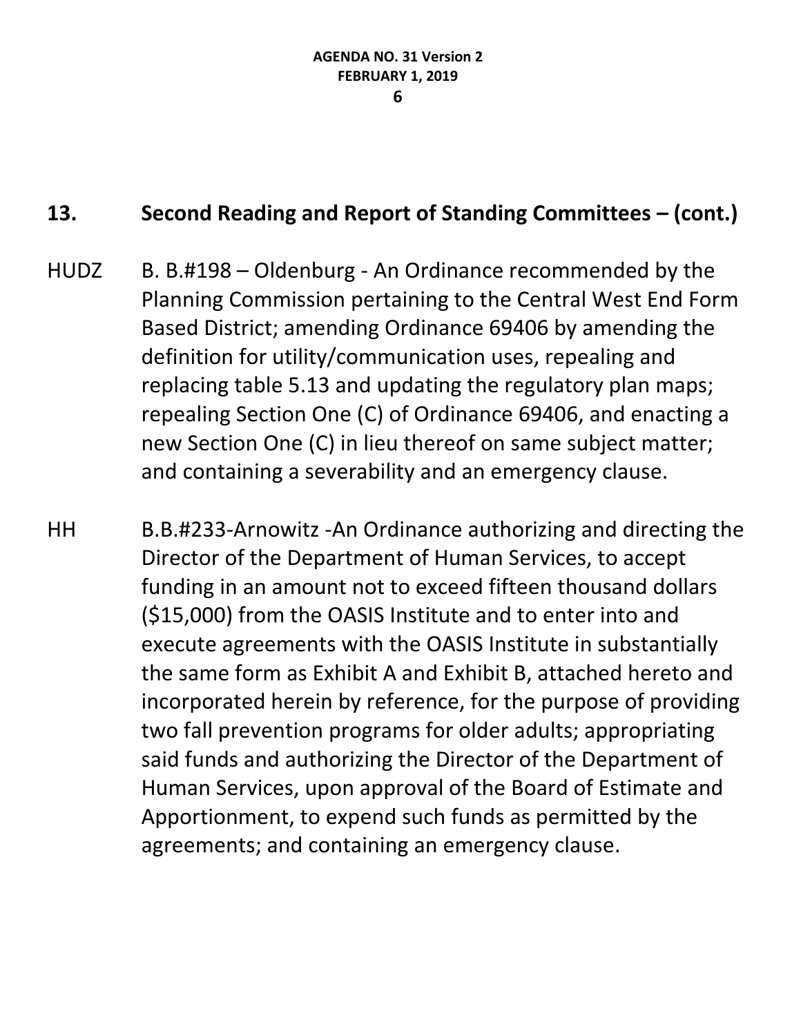## 13. Second Reading and Report of Standing Committees – (cont.)

HUDZ B. B.#198 – Oldenburg - An Ordinance recommended by the Planning Commission pertaining to the Central West End Form Based District; amending Ordinance 69406 by amending the definition for utility/communication uses, repealing and replacing table 5.13 and updating the regulatory plan maps; repealing Section One (C) of Ordinance 69406, and enacting a new Section One (C) in lieu thereof on same subject matter; and containing a severability and an emergency clause.

HH B.B.#233-Arnowitz -An Ordinance authorizing and directing the Director of the Department of Human Services, to accept funding in an amount not to exceed fifteen thousand dollars ($15,000) from the OASIS Institute and to enter into and execute agreements with the OASIS Institute in substantially the same form as Exhibit A and Exhibit B, attached hereto and incorporated herein by reference, for the purpose of providing two fall prevention programs for older adults; appropriating said funds and authorizing the Director of the Department of Human Services, upon approval of the Board of Estimate and Apportionment, to expend such funds as permitted by the agreements; and containing an emergency clause.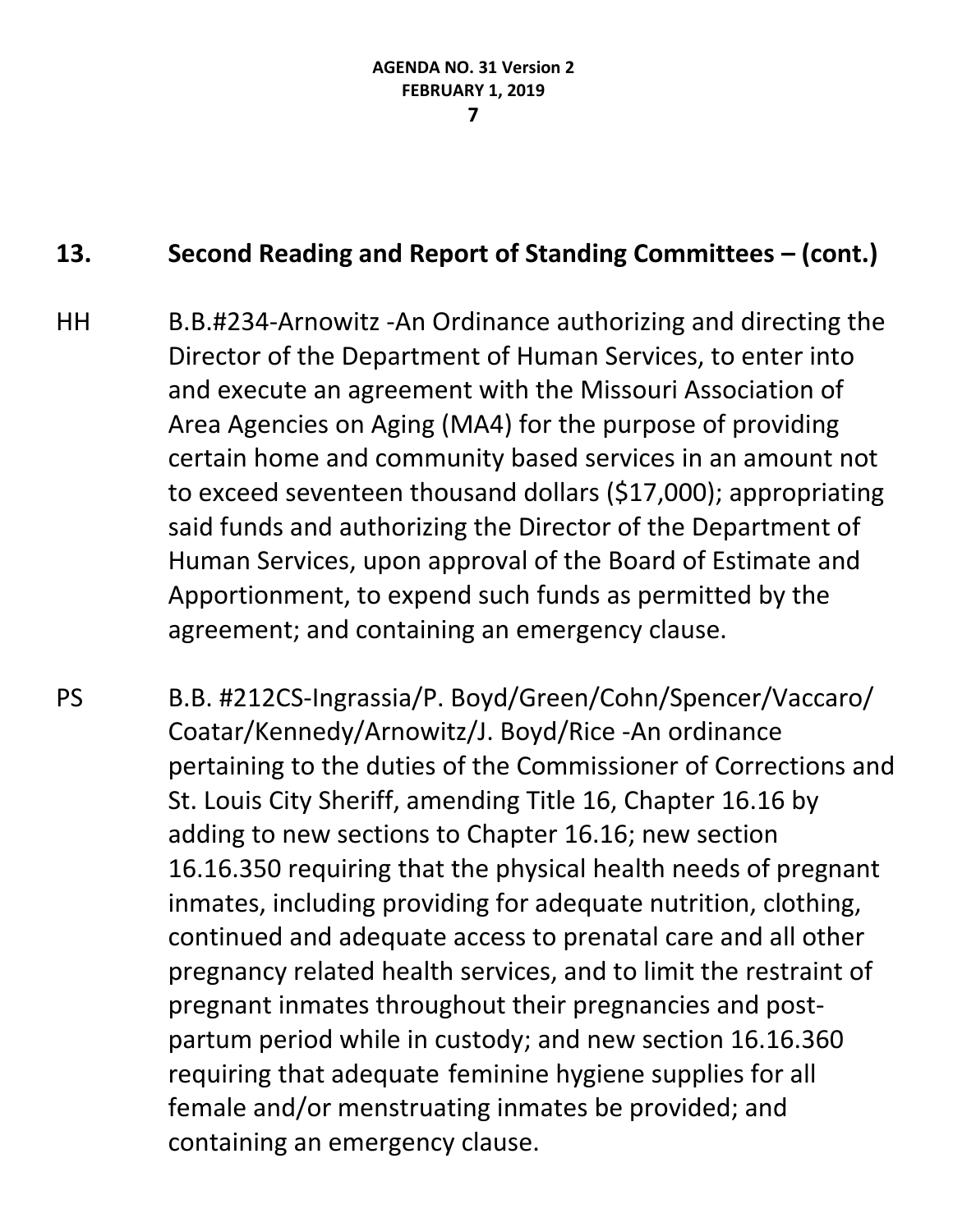## 13. Second Reading and Report of Standing Committees – (cont.)

HH B.B.#234-Arnowitz -An Ordinance authorizing and directing the Director of the Department of Human Services, to enter into and execute an agreement with the Missouri Association of Area Agencies on Aging (MA4) for the purpose of providing certain home and community based services in an amount not to exceed seventeen thousand dollars ($17,000); appropriating said funds and authorizing the Director of the Department of Human Services, upon approval of the Board of Estimate and Apportionment, to expend such funds as permitted by the agreement; and containing an emergency clause.

PS B.B. #212CS-Ingrassia/P. Boyd/Green/Cohn/Spencer/Vaccaro/Coatar/Kennedy/Arnowitz/J. Boyd/Rice -An ordinance pertaining to the duties of the Commissioner of Corrections and St. Louis City Sheriff, amending Title 16, Chapter 16.16 by adding to new sections to Chapter 16.16; new section 16.16.350 requiring that the physical health needs of pregnant inmates, including providing for adequate nutrition, clothing, continued and adequate access to prenatal care and all other pregnancy related health services, and to limit the restraint of pregnant inmates throughout their pregnancies and post-partum period while in custody; and new section 16.16.360 requiring that adequate feminine hygiene supplies for all female and/or menstruating inmates be provided; and containing an emergency clause.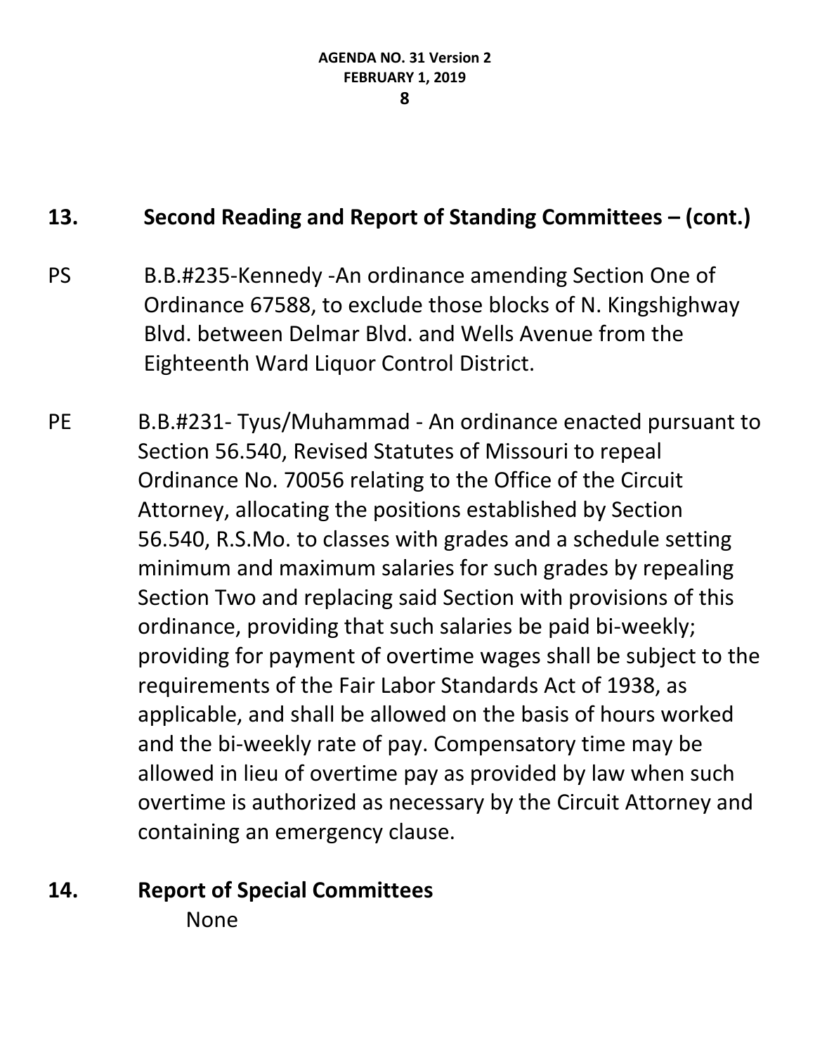## 13. Second Reading and Report of Standing Committees – (cont.)

PS B.B.#235-Kennedy -An ordinance amending Section One of Ordinance 67588, to exclude those blocks of N. Kingshighway Blvd. between Delmar Blvd. and Wells Avenue from the Eighteenth Ward Liquor Control District.

PE B.B.#231- Tyus/Muhammad - An ordinance enacted pursuant to Section 56.540, Revised Statutes of Missouri to repeal Ordinance No. 70056 relating to the Office of the Circuit Attorney, allocating the positions established by Section 56.540, R.S.Mo. to classes with grades and a schedule setting minimum and maximum salaries for such grades by repealing Section Two and replacing said Section with provisions of this ordinance, providing that such salaries be paid bi-weekly; providing for payment of overtime wages shall be subject to the requirements of the Fair Labor Standards Act of 1938, as applicable, and shall be allowed on the basis of hours worked and the bi-weekly rate of pay. Compensatory time may be allowed in lieu of overtime pay as provided by law when such overtime is authorized as necessary by the Circuit Attorney and containing an emergency clause.

## 14. Report of Special Committees

None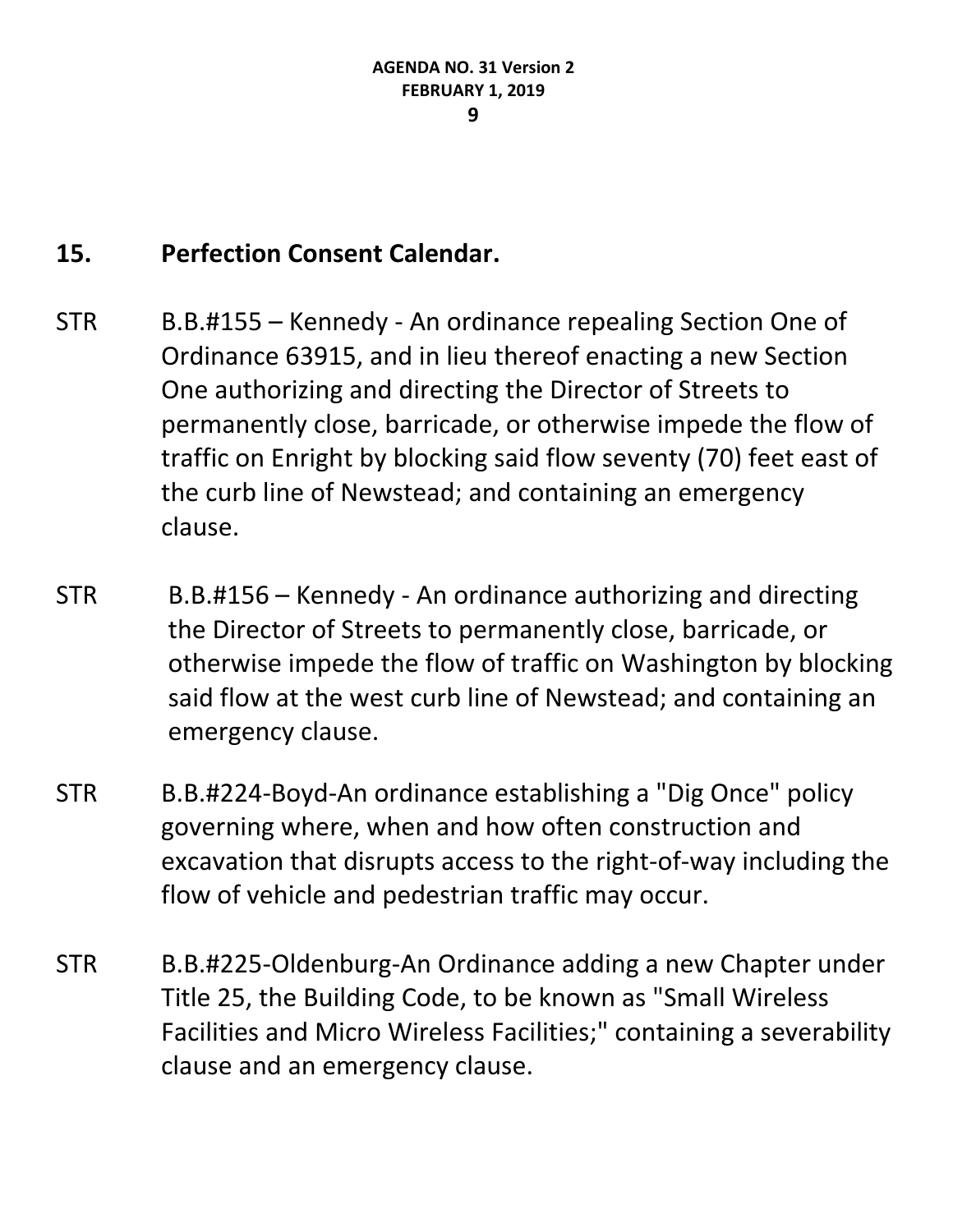## 15. Perfection Consent Calendar.

STR B.B.#155 – Kennedy - An ordinance repealing Section One of Ordinance 63915, and in lieu thereof enacting a new Section One authorizing and directing the Director of Streets to permanently close, barricade, or otherwise impede the flow of traffic on Enright by blocking said flow seventy (70) feet east of the curb line of Newstead; and containing an emergency clause.

STR B.B.#156 – Kennedy - An ordinance authorizing and directing the Director of Streets to permanently close, barricade, or otherwise impede the flow of traffic on Washington by blocking said flow at the west curb line of Newstead; and containing an emergency clause.

STR B.B.#224-Boyd-An ordinance establishing a "Dig Once" policy governing where, when and how often construction and excavation that disrupts access to the right-of-way including the flow of vehicle and pedestrian traffic may occur.

STR B.B.#225-Oldenburg-An Ordinance adding a new Chapter under Title 25, the Building Code, to be known as "Small Wireless Facilities and Micro Wireless Facilities;" containing a severability clause and an emergency clause.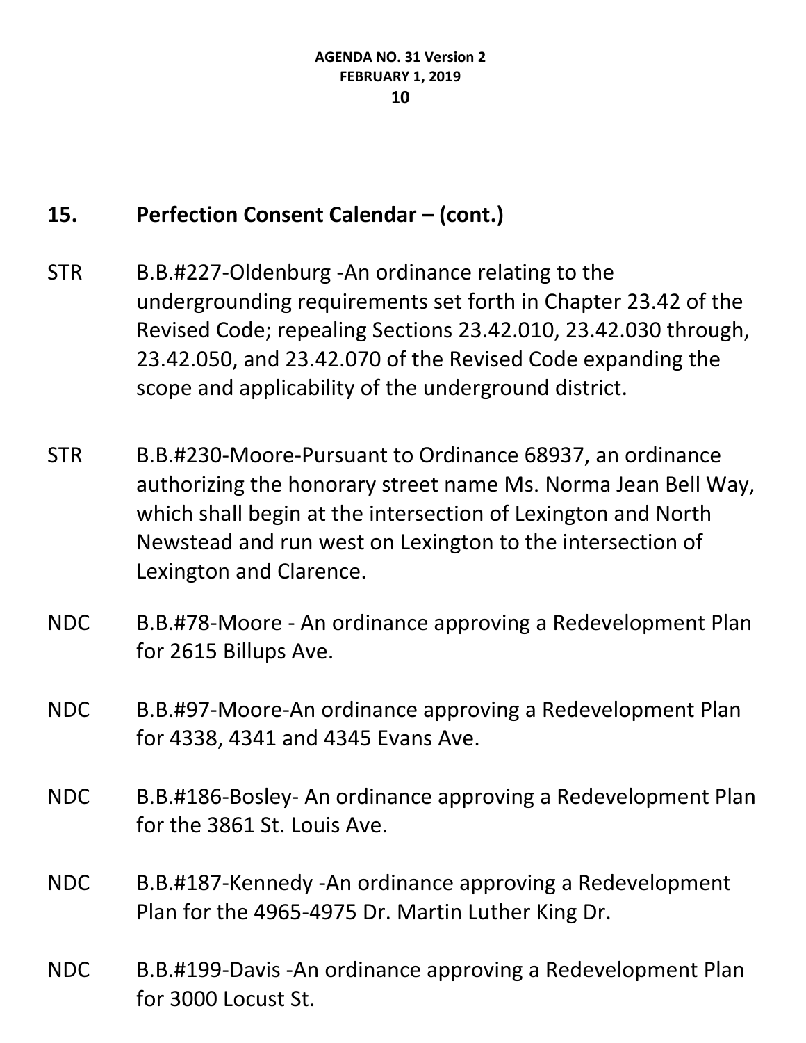## 15. Perfection Consent Calendar – (cont.)

STR B.B.#227-Oldenburg -An ordinance relating to the undergrounding requirements set forth in Chapter 23.42 of the Revised Code; repealing Sections 23.42.010, 23.42.030 through, 23.42.050, and 23.42.070 of the Revised Code expanding the scope and applicability of the underground district.

STR B.B.#230-Moore-Pursuant to Ordinance 68937, an ordinance authorizing the honorary street name Ms. Norma Jean Bell Way, which shall begin at the intersection of Lexington and North Newstead and run west on Lexington to the intersection of Lexington and Clarence.

NDC B.B.#78-Moore - An ordinance approving a Redevelopment Plan for 2615 Billups Ave.

NDC B.B.#97-Moore-An ordinance approving a Redevelopment Plan for 4338, 4341 and 4345 Evans Ave.

NDC B.B.#186-Bosley- An ordinance approving a Redevelopment Plan for the 3861 St. Louis Ave.

NDC B.B.#187-Kennedy -An ordinance approving a Redevelopment Plan for the 4965-4975 Dr. Martin Luther King Dr.

NDC B.B.#199-Davis -An ordinance approving a Redevelopment Plan for 3000 Locust St.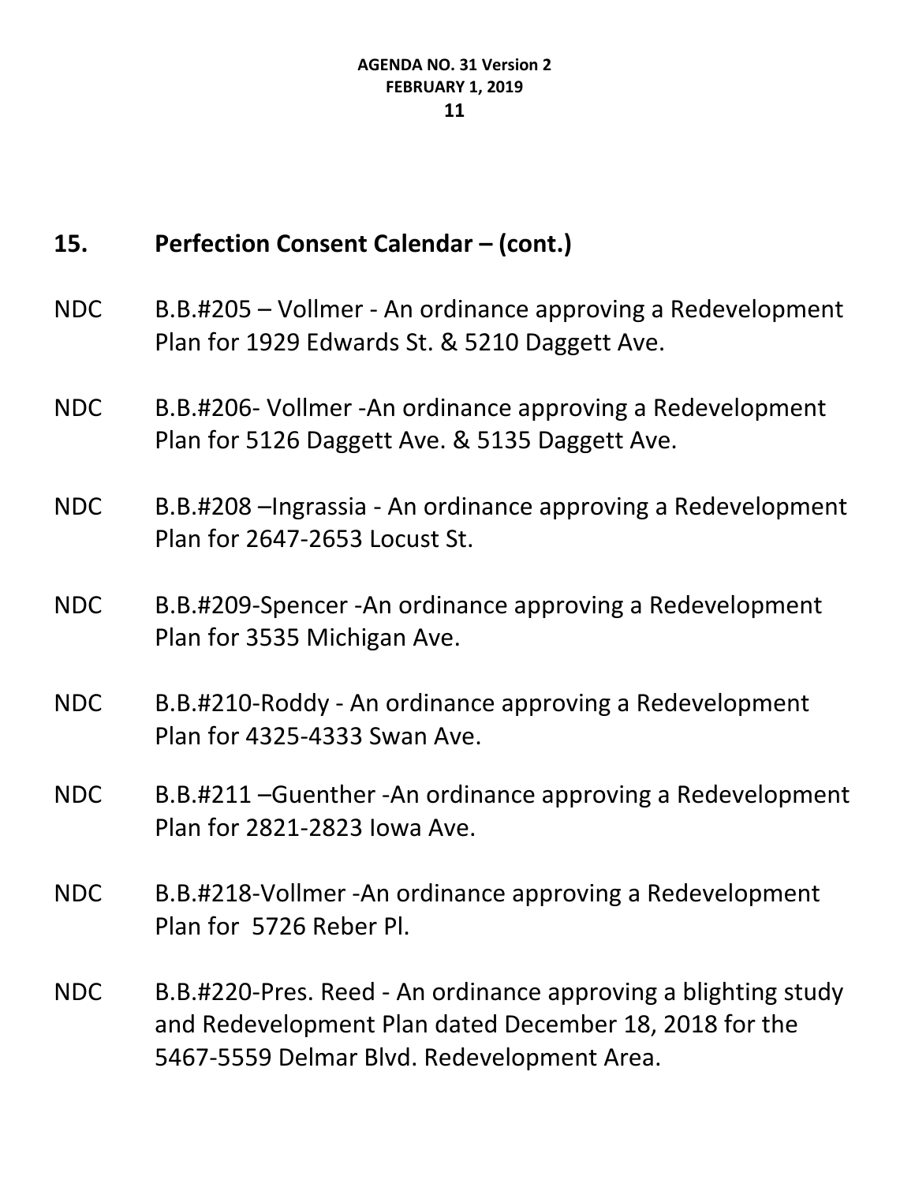## 15. Perfection Consent Calendar – (cont.)

NDC B.B.#205 – Vollmer - An ordinance approving a Redevelopment Plan for 1929 Edwards St. & 5210 Daggett Ave.

NDC B.B.#206- Vollmer -An ordinance approving a Redevelopment Plan for 5126 Daggett Ave. & 5135 Daggett Ave.

NDC B.B.#208 –Ingrassia - An ordinance approving a Redevelopment Plan for 2647-2653 Locust St.

NDC B.B.#209-Spencer -An ordinance approving a Redevelopment Plan for 3535 Michigan Ave.

NDC B.B.#210-Roddy - An ordinance approving a Redevelopment Plan for 4325-4333 Swan Ave.

NDC B.B.#211 –Guenther -An ordinance approving a Redevelopment Plan for 2821-2823 Iowa Ave.

NDC B.B.#218-Vollmer -An ordinance approving a Redevelopment Plan for 5726 Reber Pl.

NDC B.B.#220-Pres. Reed - An ordinance approving a blighting study and Redevelopment Plan dated December 18, 2018 for the 5467-5559 Delmar Blvd. Redevelopment Area.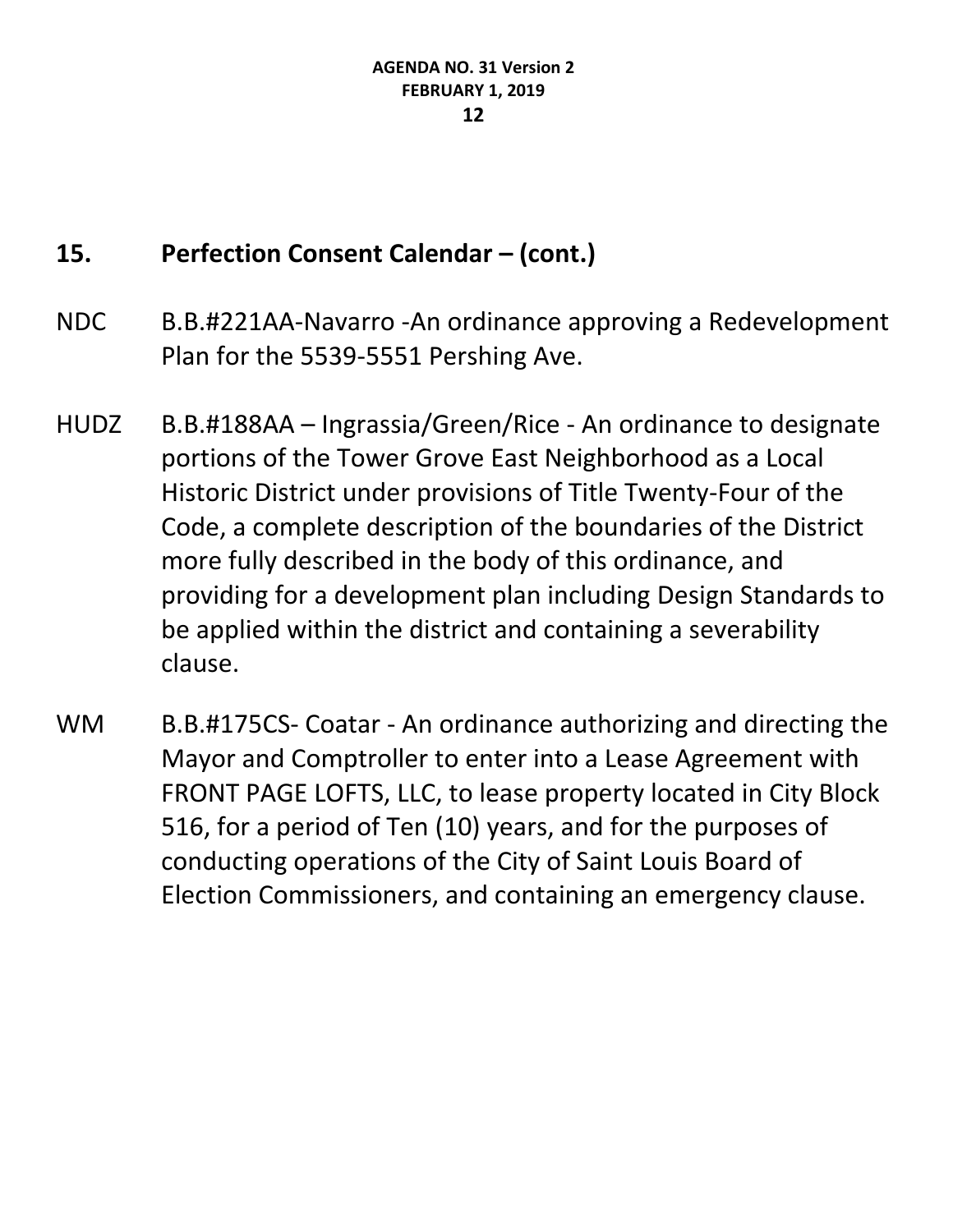## 15. Perfection Consent Calendar – (cont.)

NDC B.B.#221AA-Navarro -An ordinance approving a Redevelopment Plan for the 5539-5551 Pershing Ave.

HUDZ B.B.#188AA – Ingrassia/Green/Rice - An ordinance to designate portions of the Tower Grove East Neighborhood as a Local Historic District under provisions of Title Twenty-Four of the Code, a complete description of the boundaries of the District more fully described in the body of this ordinance, and providing for a development plan including Design Standards to be applied within the district and containing a severability clause.

WM B.B.#175CS- Coatar - An ordinance authorizing and directing the Mayor and Comptroller to enter into a Lease Agreement with FRONT PAGE LOFTS, LLC, to lease property located in City Block 516, for a period of Ten (10) years, and for the purposes of conducting operations of the City of Saint Louis Board of Election Commissioners, and containing an emergency clause.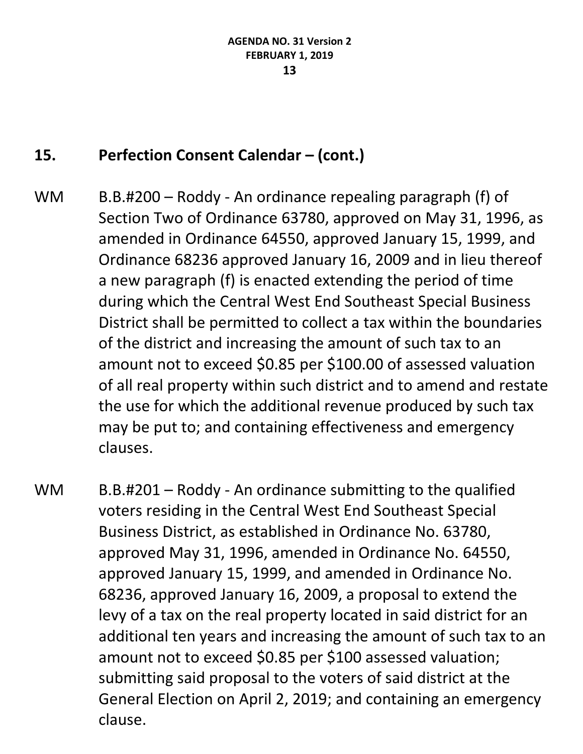## 15. Perfection Consent Calendar – (cont.)

WM B.B.#200 – Roddy - An ordinance repealing paragraph (f) of Section Two of Ordinance 63780, approved on May 31, 1996, as amended in Ordinance 64550, approved January 15, 1999, and Ordinance 68236 approved January 16, 2009 and in lieu thereof a new paragraph (f) is enacted extending the period of time during which the Central West End Southeast Special Business District shall be permitted to collect a tax within the boundaries of the district and increasing the amount of such tax to an amount not to exceed $0.85 per $100.00 of assessed valuation of all real property within such district and to amend and restate the use for which the additional revenue produced by such tax may be put to; and containing effectiveness and emergency clauses.

WM B.B.#201 – Roddy - An ordinance submitting to the qualified voters residing in the Central West End Southeast Special Business District, as established in Ordinance No. 63780, approved May 31, 1996, amended in Ordinance No. 64550, approved January 15, 1999, and amended in Ordinance No. 68236, approved January 16, 2009, a proposal to extend the levy of a tax on the real property located in said district for an additional ten years and increasing the amount of such tax to an amount not to exceed $0.85 per $100 assessed valuation; submitting said proposal to the voters of said district at the General Election on April 2, 2019; and containing an emergency clause.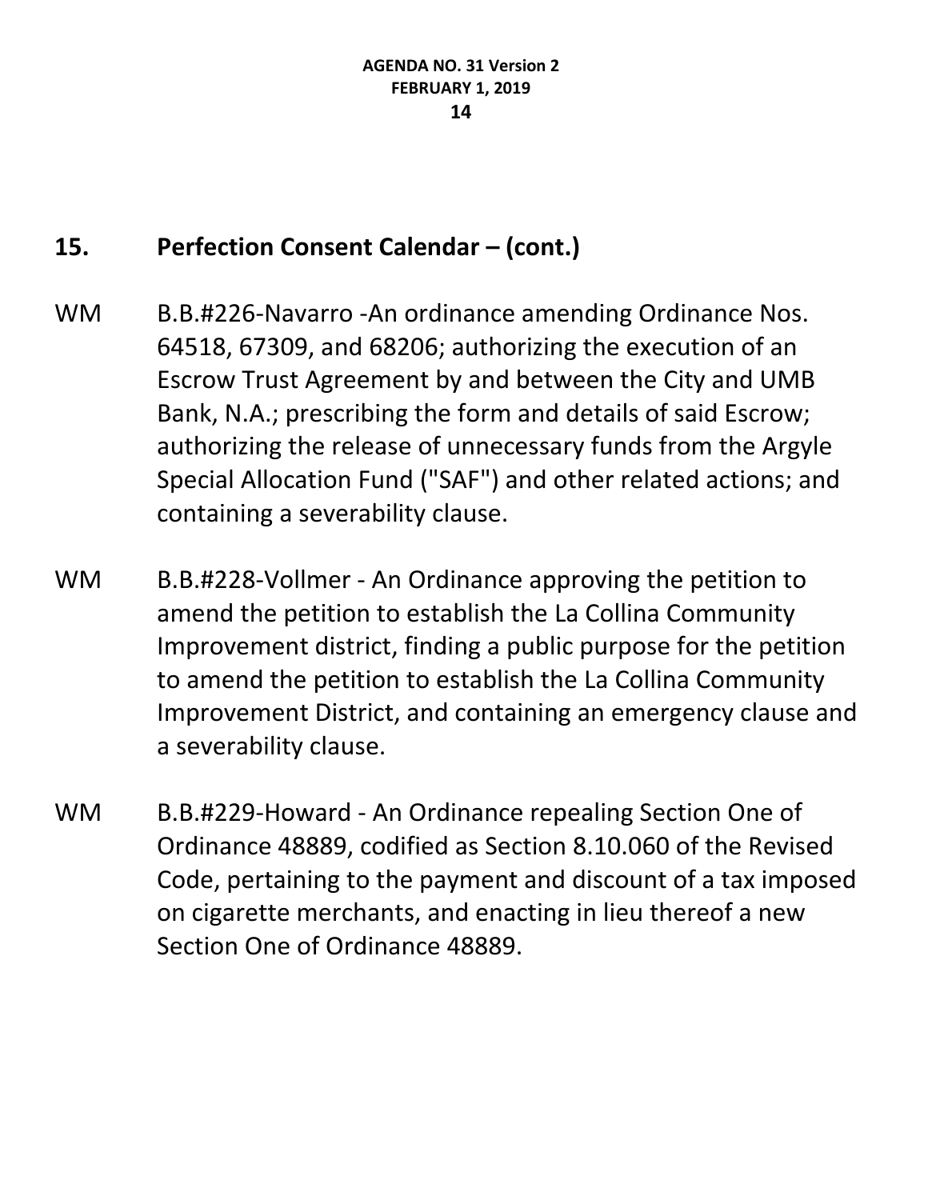## 15. Perfection Consent Calendar – (cont.)

WM B.B.#226-Navarro -An ordinance amending Ordinance Nos. 64518, 67309, and 68206; authorizing the execution of an Escrow Trust Agreement by and between the City and UMB Bank, N.A.; prescribing the form and details of said Escrow; authorizing the release of unnecessary funds from the Argyle Special Allocation Fund ("SAF") and other related actions; and containing a severability clause.

WM B.B.#228-Vollmer - An Ordinance approving the petition to amend the petition to establish the La Collina Community Improvement district, finding a public purpose for the petition to amend the petition to establish the La Collina Community Improvement District, and containing an emergency clause and a severability clause.

WM B.B.#229-Howard - An Ordinance repealing Section One of Ordinance 48889, codified as Section 8.10.060 of the Revised Code, pertaining to the payment and discount of a tax imposed on cigarette merchants, and enacting in lieu thereof a new Section One of Ordinance 48889.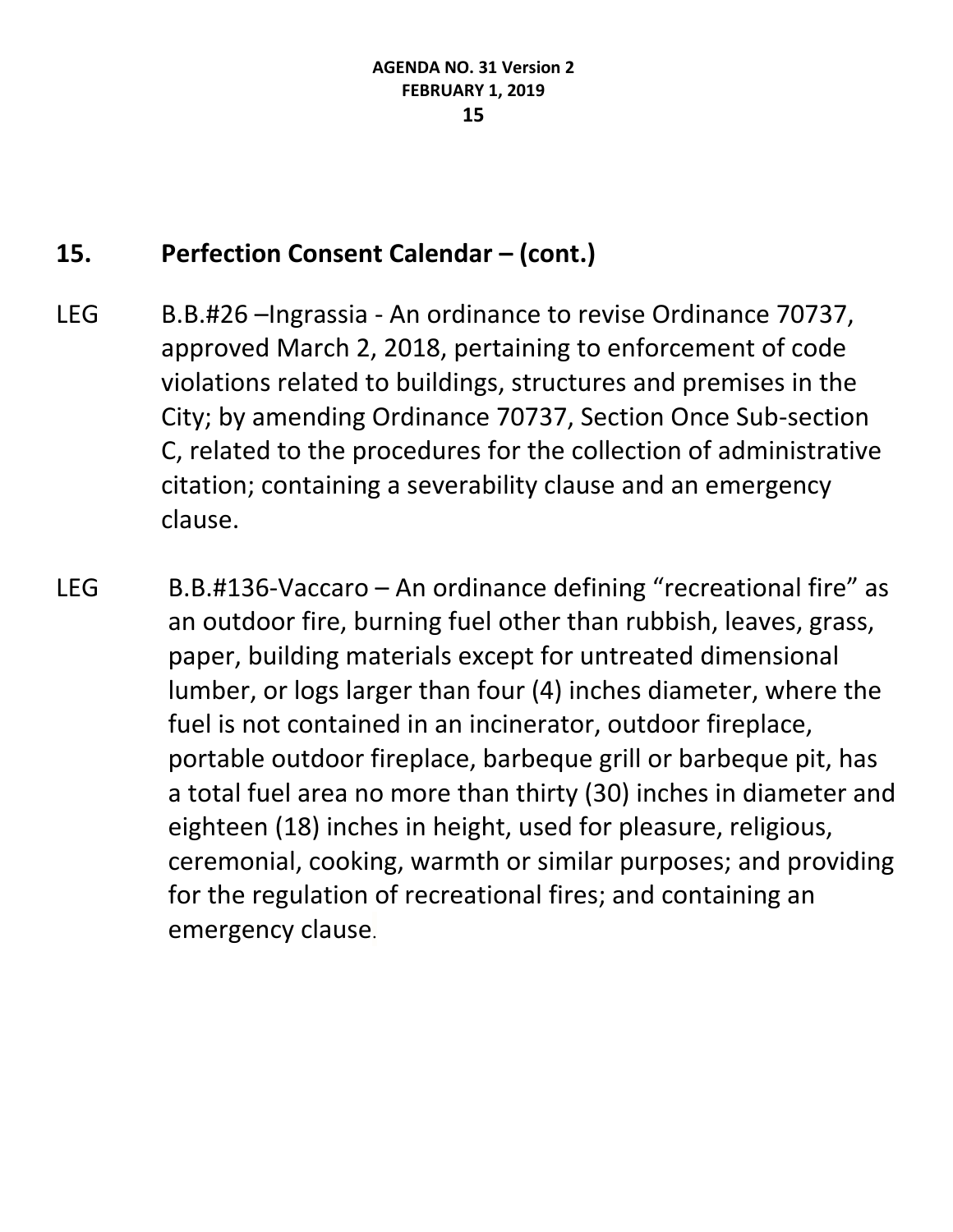## 15. Perfection Consent Calendar – (cont.)

LEG B.B.#26 –Ingrassia - An ordinance to revise Ordinance 70737, approved March 2, 2018, pertaining to enforcement of code violations related to buildings, structures and premises in the City; by amending Ordinance 70737, Section Once Sub-section C, related to the procedures for the collection of administrative citation; containing a severability clause and an emergency clause.

LEG B.B.#136-Vaccaro – An ordinance defining "recreational fire" as an outdoor fire, burning fuel other than rubbish, leaves, grass, paper, building materials except for untreated dimensional lumber, or logs larger than four (4) inches diameter, where the fuel is not contained in an incinerator, outdoor fireplace, portable outdoor fireplace, barbeque grill or barbeque pit, has a total fuel area no more than thirty (30) inches in diameter and eighteen (18) inches in height, used for pleasure, religious, ceremonial, cooking, warmth or similar purposes; and providing for the regulation of recreational fires; and containing an emergency clause.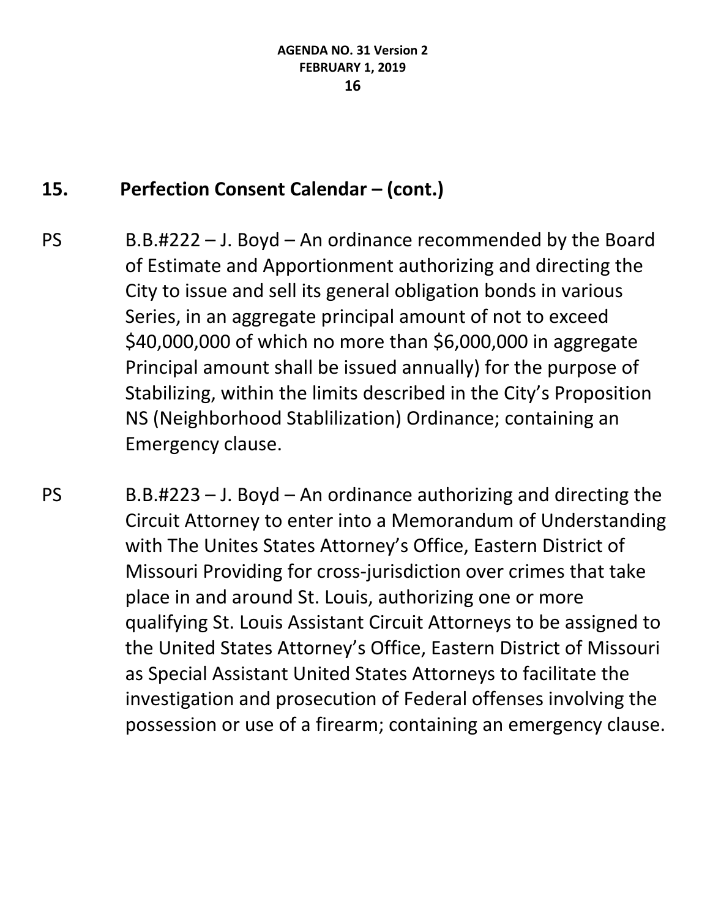## 15. Perfection Consent Calendar – (cont.)

PS B.B.#222 – J. Boyd – An ordinance recommended by the Board of Estimate and Apportionment authorizing and directing the City to issue and sell its general obligation bonds in various Series, in an aggregate principal amount of not to exceed $40,000,000 of which no more than $6,000,000 in aggregate Principal amount shall be issued annually) for the purpose of Stabilizing, within the limits described in the City's Proposition NS (Neighborhood Stablilization) Ordinance; containing an Emergency clause.

PS B.B.#223 – J. Boyd – An ordinance authorizing and directing the Circuit Attorney to enter into a Memorandum of Understanding with The Unites States Attorney's Office, Eastern District of Missouri Providing for cross-jurisdiction over crimes that take place in and around St. Louis, authorizing one or more qualifying St. Louis Assistant Circuit Attorneys to be assigned to the United States Attorney's Office, Eastern District of Missouri as Special Assistant United States Attorneys to facilitate the investigation and prosecution of Federal offenses involving the possession or use of a firearm; containing an emergency clause.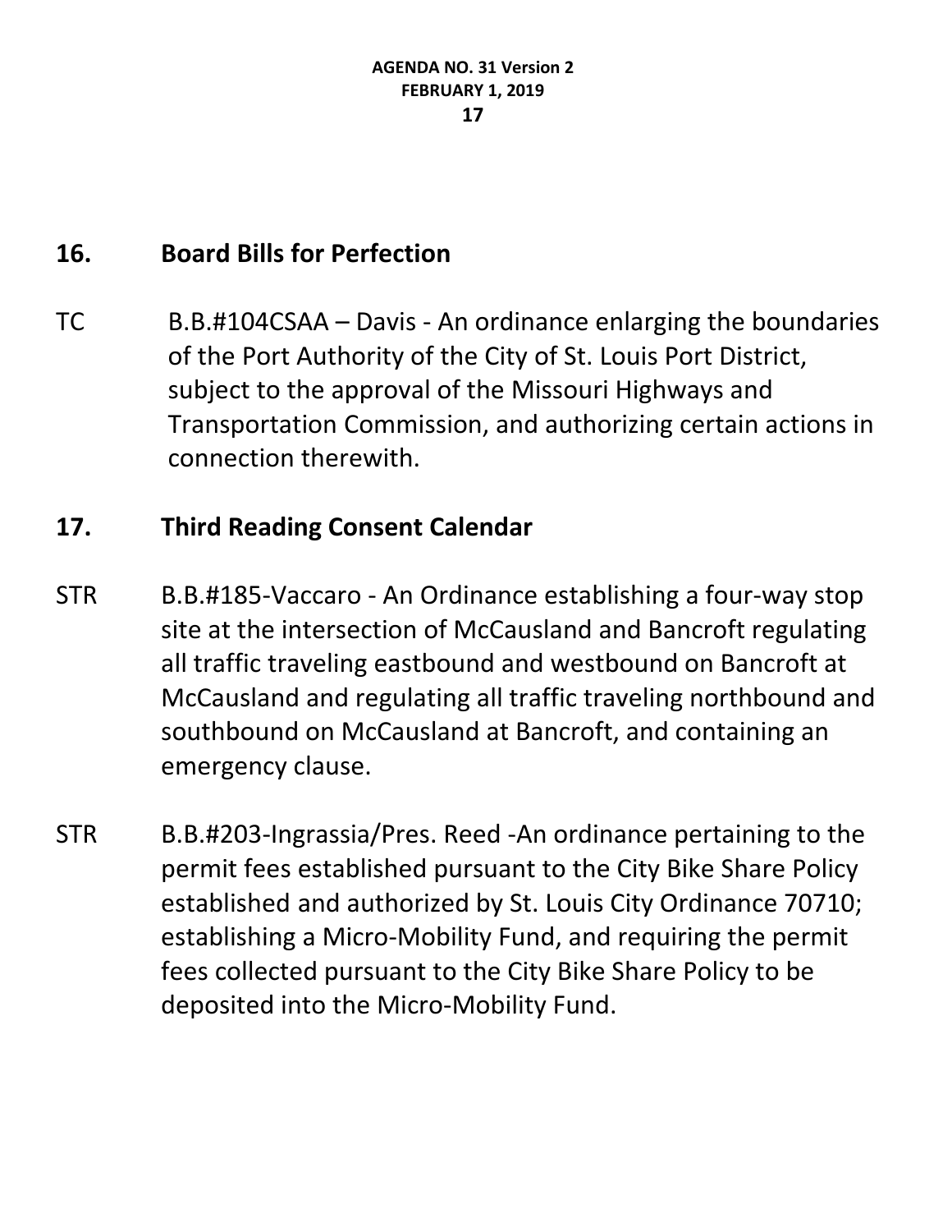## 16. Board Bills for Perfection

TC B.B.#104CSAA – Davis - An ordinance enlarging the boundaries of the Port Authority of the City of St. Louis Port District, subject to the approval of the Missouri Highways and Transportation Commission, and authorizing certain actions in connection therewith.

## 17. Third Reading Consent Calendar

STR B.B.#185-Vaccaro - An Ordinance establishing a four-way stop site at the intersection of McCausland and Bancroft regulating all traffic traveling eastbound and westbound on Bancroft at McCausland and regulating all traffic traveling northbound and southbound on McCausland at Bancroft, and containing an emergency clause.

STR B.B.#203-Ingrassia/Pres. Reed -An ordinance pertaining to the permit fees established pursuant to the City Bike Share Policy established and authorized by St. Louis City Ordinance 70710; establishing a Micro-Mobility Fund, and requiring the permit fees collected pursuant to the City Bike Share Policy to be deposited into the Micro-Mobility Fund.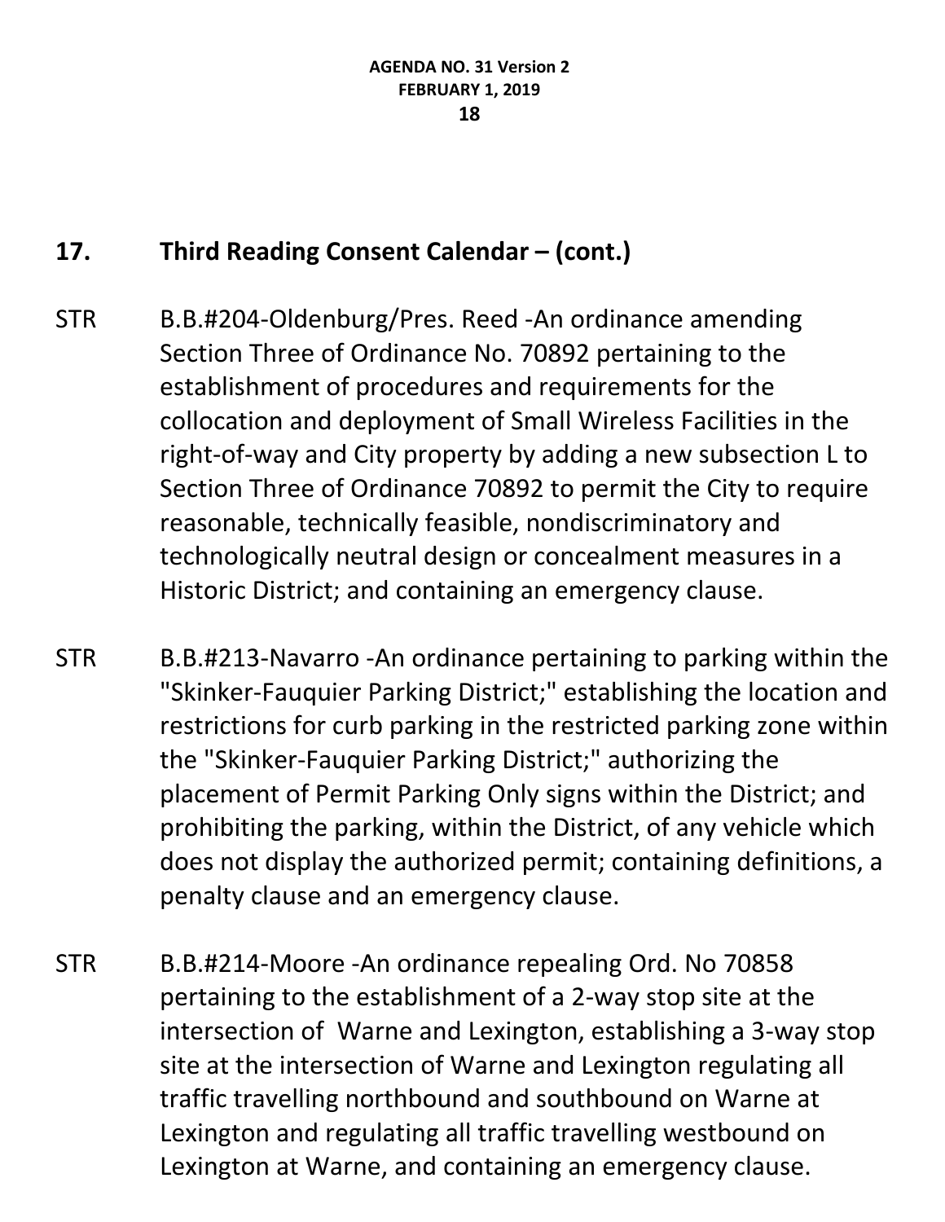## 17. Third Reading Consent Calendar – (cont.)

STR B.B.#204-Oldenburg/Pres. Reed -An ordinance amending Section Three of Ordinance No. 70892 pertaining to the establishment of procedures and requirements for the collocation and deployment of Small Wireless Facilities in the right-of-way and City property by adding a new subsection L to Section Three of Ordinance 70892 to permit the City to require reasonable, technically feasible, nondiscriminatory and technologically neutral design or concealment measures in a Historic District; and containing an emergency clause.

STR B.B.#213-Navarro -An ordinance pertaining to parking within the "Skinker-Fauquier Parking District;" establishing the location and restrictions for curb parking in the restricted parking zone within the "Skinker-Fauquier Parking District;" authorizing the placement of Permit Parking Only signs within the District; and prohibiting the parking, within the District, of any vehicle which does not display the authorized permit; containing definitions, a penalty clause and an emergency clause.

STR B.B.#214-Moore -An ordinance repealing Ord. No 70858 pertaining to the establishment of a 2-way stop site at the intersection of Warne and Lexington, establishing a 3-way stop site at the intersection of Warne and Lexington regulating all traffic travelling northbound and southbound on Warne at Lexington and regulating all traffic travelling westbound on Lexington at Warne, and containing an emergency clause.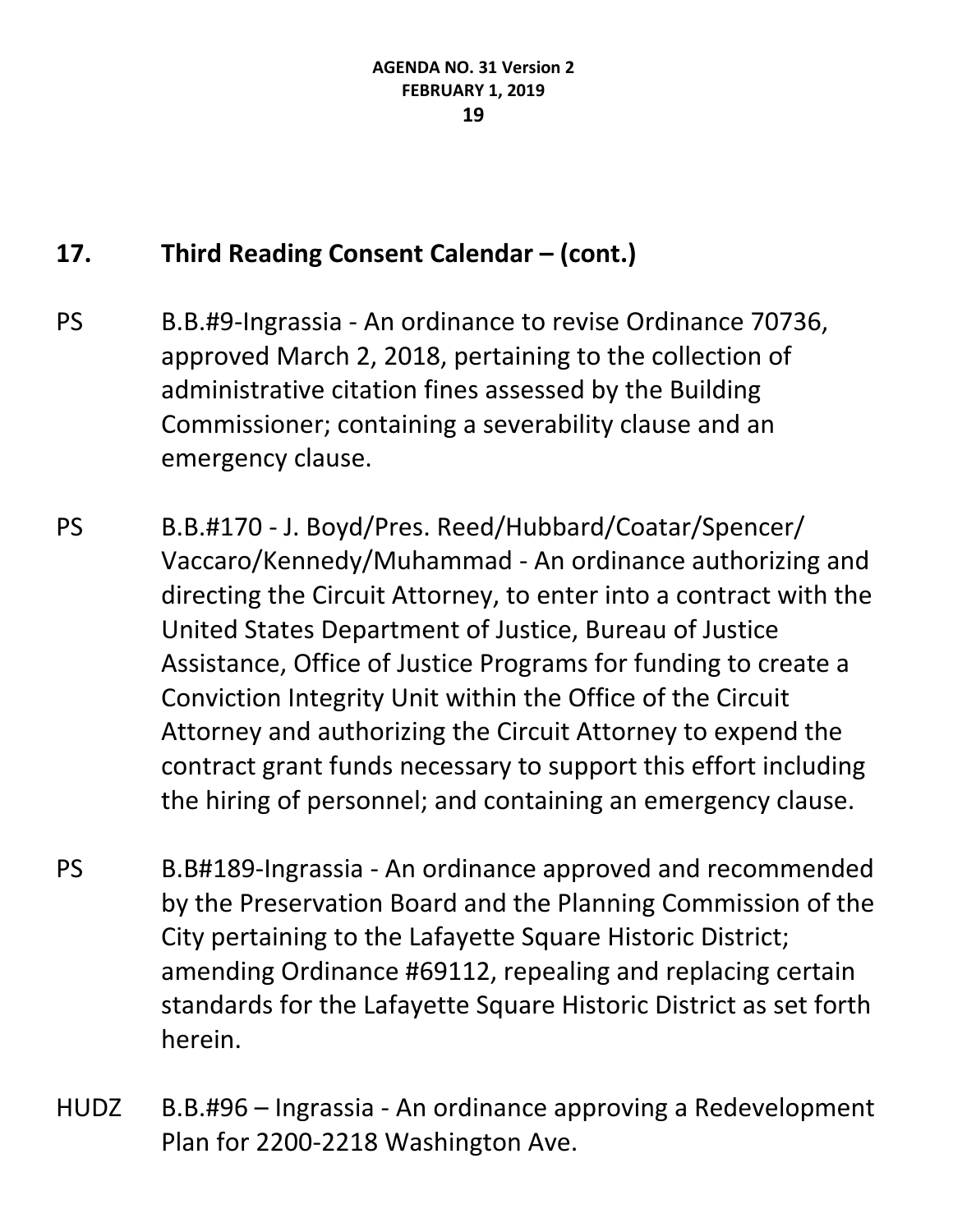## 17. Third Reading Consent Calendar – (cont.)

PS B.B.#9-Ingrassia - An ordinance to revise Ordinance 70736, approved March 2, 2018, pertaining to the collection of administrative citation fines assessed by the Building Commissioner; containing a severability clause and an emergency clause.

PS B.B.#170 - J. Boyd/Pres. Reed/Hubbard/Coatar/Spencer/ Vaccaro/Kennedy/Muhammad - An ordinance authorizing and directing the Circuit Attorney, to enter into a contract with the United States Department of Justice, Bureau of Justice Assistance, Office of Justice Programs for funding to create a Conviction Integrity Unit within the Office of the Circuit Attorney and authorizing the Circuit Attorney to expend the contract grant funds necessary to support this effort including the hiring of personnel; and containing an emergency clause.

PS B.B#189-Ingrassia - An ordinance approved and recommended by the Preservation Board and the Planning Commission of the City pertaining to the Lafayette Square Historic District; amending Ordinance #69112, repealing and replacing certain standards for the Lafayette Square Historic District as set forth herein.

HUDZ B.B.#96 – Ingrassia - An ordinance approving a Redevelopment Plan for 2200-2218 Washington Ave.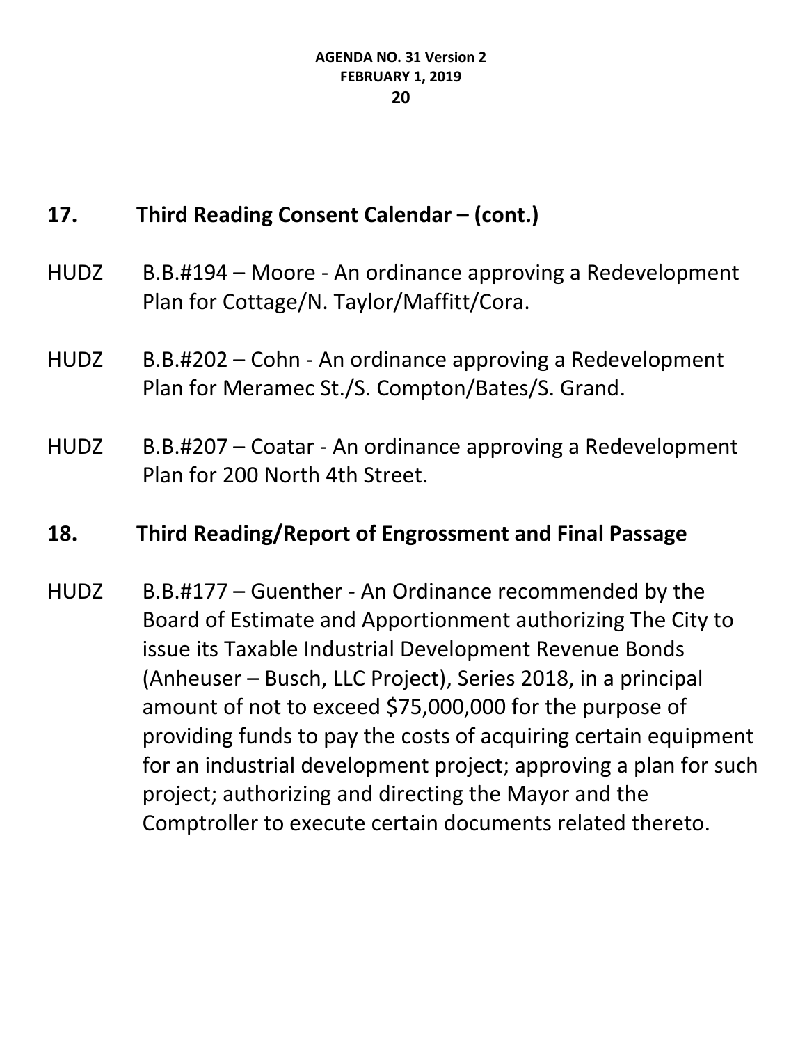## 17. Third Reading Consent Calendar – (cont.)

HUDZ B.B.#194 – Moore - An ordinance approving a Redevelopment Plan for Cottage/N. Taylor/Maffitt/Cora.

HUDZ B.B.#202 – Cohn - An ordinance approving a Redevelopment Plan for Meramec St./S. Compton/Bates/S. Grand.

HUDZ B.B.#207 – Coatar - An ordinance approving a Redevelopment Plan for 200 North 4th Street.

## 18. Third Reading/Report of Engrossment and Final Passage

HUDZ B.B.#177 – Guenther - An Ordinance recommended by the Board of Estimate and Apportionment authorizing The City to issue its Taxable Industrial Development Revenue Bonds (Anheuser – Busch, LLC Project), Series 2018, in a principal amount of not to exceed $75,000,000 for the purpose of providing funds to pay the costs of acquiring certain equipment for an industrial development project; approving a plan for such project; authorizing and directing the Mayor and the Comptroller to execute certain documents related thereto.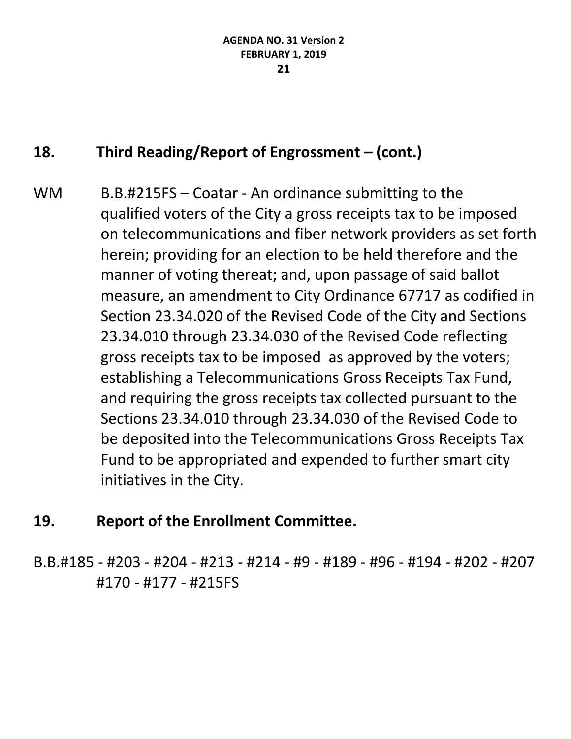## 18. Third Reading/Report of Engrossment – (cont.)

WM B.B.#215FS – Coatar - An ordinance submitting to the qualified voters of the City a gross receipts tax to be imposed on telecommunications and fiber network providers as set forth herein; providing for an election to be held therefore and the manner of voting thereat; and, upon passage of said ballot measure, an amendment to City Ordinance 67717 as codified in Section 23.34.020 of the Revised Code of the City and Sections 23.34.010 through 23.34.030 of the Revised Code reflecting gross receipts tax to be imposed as approved by the voters; establishing a Telecommunications Gross Receipts Tax Fund, and requiring the gross receipts tax collected pursuant to the Sections 23.34.010 through 23.34.030 of the Revised Code to be deposited into the Telecommunications Gross Receipts Tax Fund to be appropriated and expended to further smart city initiatives in the City.

## 19. Report of the Enrollment Committee.

B.B.#185 - #203 - #204 - #213 - #214 - #9 - #189 - #96 - #194 - #202 - #207 #170 - #177 - #215FS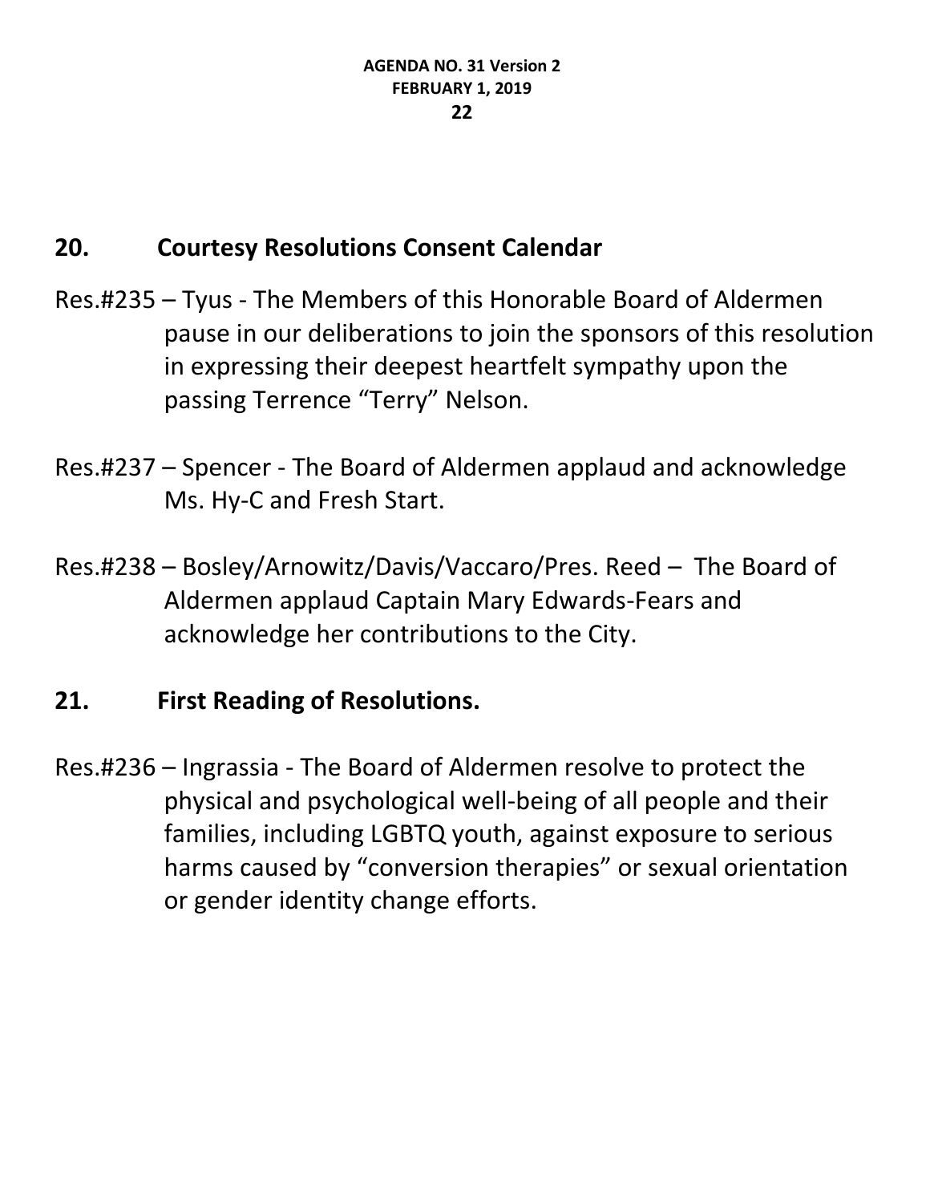## 20. Courtesy Resolutions Consent Calendar

Res.#235 – Tyus - The Members of this Honorable Board of Aldermen pause in our deliberations to join the sponsors of this resolution in expressing their deepest heartfelt sympathy upon the passing Terrence "Terry" Nelson.

Res.#237 – Spencer - The Board of Aldermen applaud and acknowledge Ms. Hy-C and Fresh Start.

Res.#238 – Bosley/Arnowitz/Davis/Vaccaro/Pres. Reed – The Board of Aldermen applaud Captain Mary Edwards-Fears and acknowledge her contributions to the City.

## 21. First Reading of Resolutions.

Res.#236 – Ingrassia - The Board of Aldermen resolve to protect the physical and psychological well-being of all people and their families, including LGBTQ youth, against exposure to serious harms caused by "conversion therapies" or sexual orientation or gender identity change efforts.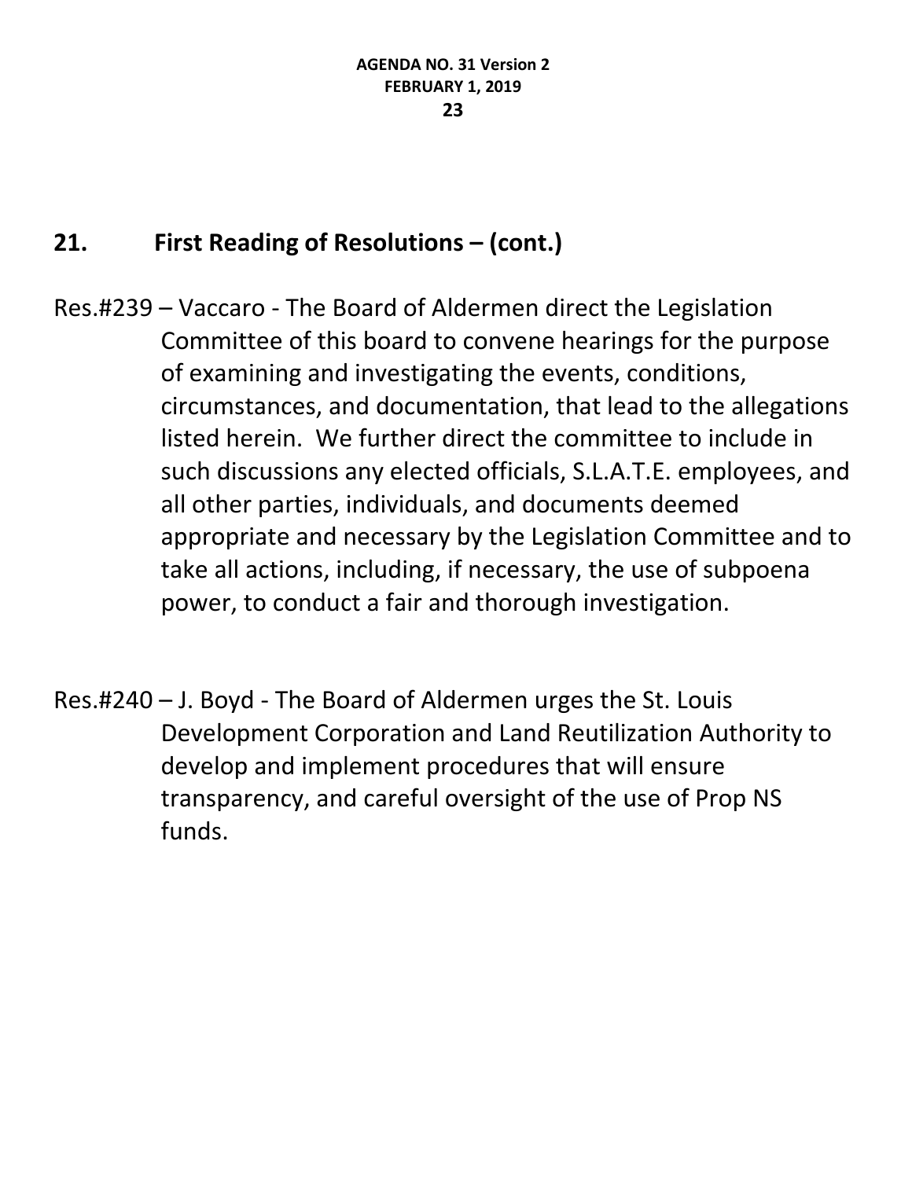## 21. First Reading of Resolutions – (cont.)

Res.#239 – Vaccaro - The Board of Aldermen direct the Legislation Committee of this board to convene hearings for the purpose of examining and investigating the events, conditions, circumstances, and documentation, that lead to the allegations listed herein. We further direct the committee to include in such discussions any elected officials, S.L.A.T.E. employees, and all other parties, individuals, and documents deemed appropriate and necessary by the Legislation Committee and to take all actions, including, if necessary, the use of subpoena power, to conduct a fair and thorough investigation.

Res.#240 – J. Boyd - The Board of Aldermen urges the St. Louis Development Corporation and Land Reutilization Authority to develop and implement procedures that will ensure transparency, and careful oversight of the use of Prop NS funds.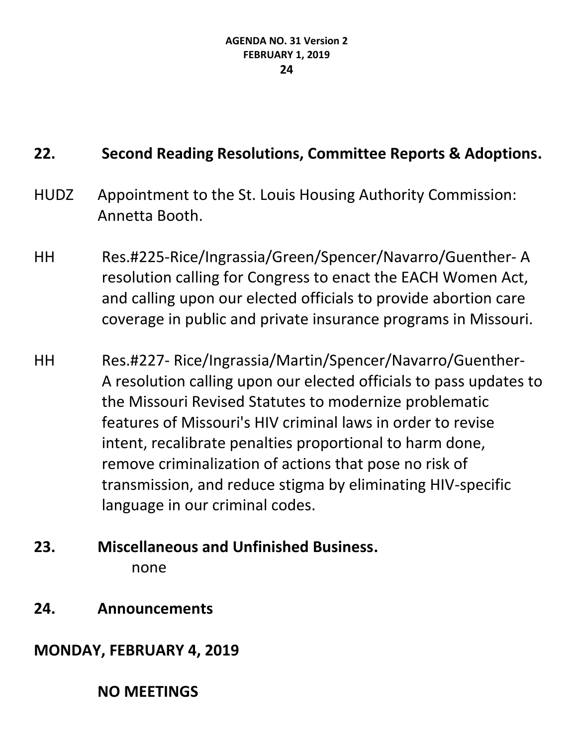## 22. Second Reading Resolutions, Committee Reports & Adoptions.

HUDZ Appointment to the St. Louis Housing Authority Commission: Annetta Booth.

HH Res.#225-Rice/Ingrassia/Green/Spencer/Navarro/Guenther- A resolution calling for Congress to enact the EACH Women Act, and calling upon our elected officials to provide abortion care coverage in public and private insurance programs in Missouri.

HH Res.#227- Rice/Ingrassia/Martin/Spencer/Navarro/Guenther- A resolution calling upon our elected officials to pass updates to the Missouri Revised Statutes to modernize problematic features of Missouri's HIV criminal laws in order to revise intent, recalibrate penalties proportional to harm done, remove criminalization of actions that pose no risk of transmission, and reduce stigma by eliminating HIV-specific language in our criminal codes.

## 23. Miscellaneous and Unfinished Business.

none

## 24. Announcements

**MONDAY, FEBRUARY 4, 2019**

**NO MEETINGS**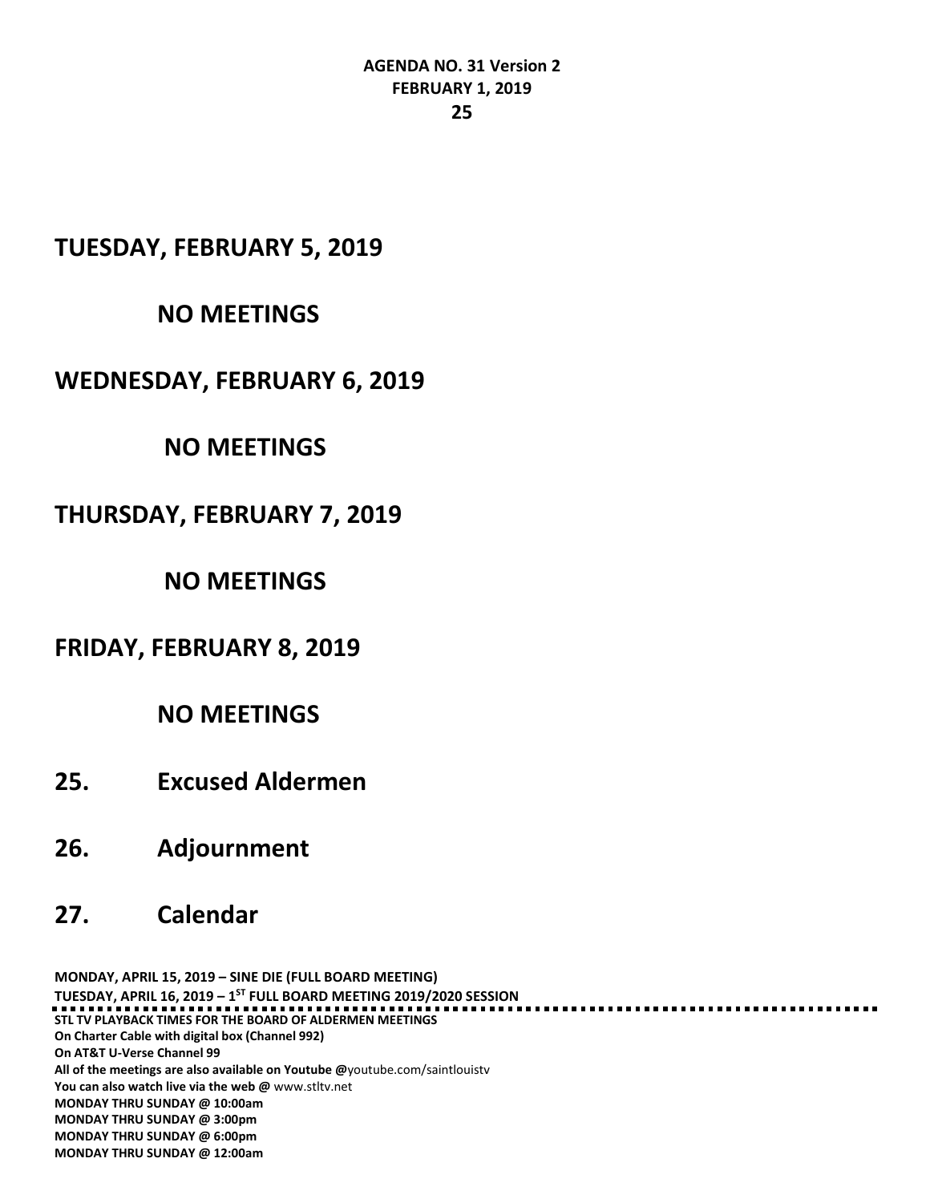**AGENDA NO. 31 Version 2**
**FEBRUARY 1, 2019**

## TUESDAY, FEBRUARY 5, 2019

### NO MEETINGS

## WEDNESDAY, FEBRUARY 6, 2019

### NO MEETINGS

## THURSDAY, FEBRUARY 7, 2019

### NO MEETINGS

## FRIDAY, FEBRUARY 8, 2019

### NO MEETINGS

## 25. Excused Aldermen

## 26. Adjournment

## 27. Calendar

**MONDAY, APRIL 15, 2019 – SINE DIE (FULL BOARD MEETING)**
**TUESDAY, APRIL 16, 2019 – 1ST FULL BOARD MEETING 2019/2020 SESSION**

---

**STL TV PLAYBACK TIMES FOR THE BOARD OF ALDERMEN MEETINGS**
**On Charter Cable with digital box (Channel 992)**
**On AT&T U-Verse Channel 99**
**All of the meetings are also available on Youtube @**youtube.com/saintlouistv
**You can also watch live via the web @** www.stltv.net
**MONDAY THRU SUNDAY @ 10:00am**
**MONDAY THRU SUNDAY @ 3:00pm**
**MONDAY THRU SUNDAY @ 6:00pm**
**MONDAY THRU SUNDAY @ 12:00am**